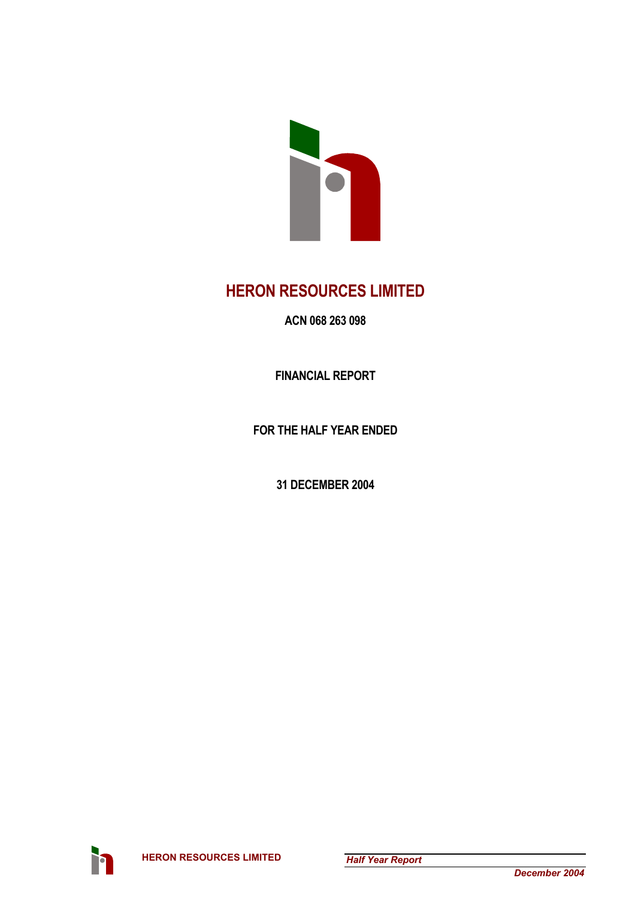# HERON RESOURCES LIMITED

**ACN 068 263 098**

**FINANCIAL REPORT**

**FOR THE HALF YEAR ENDED**

**31 DECEMBER 2004**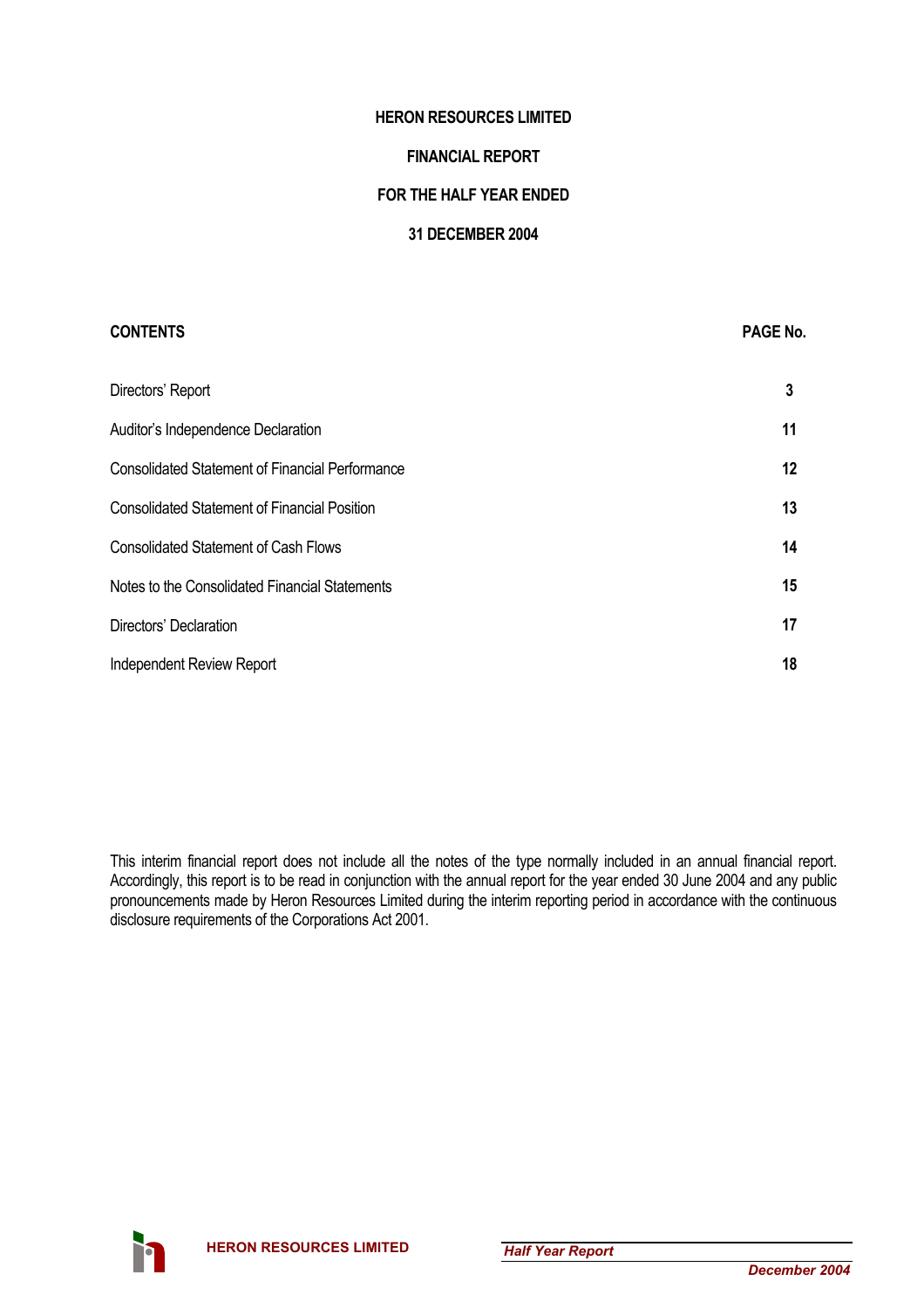# HERON RESOURCES LIMITED

## FINANCIAL REPORT

## FOR THE HALF YEAR ENDED

## 31 DECEMBER 2004

| CONTENTS | PAGE No. |
|---|---|
| Directors' Report | 3 |
| Auditor's Independence Declaration | 11 |
| Consolidated Statement of Financial Performance | 12 |
| Consolidated Statement of Financial Position | 13 |
| Consolidated Statement of Cash Flows | 14 |
| Notes to the Consolidated Financial Statements | 15 |
| Directors' Declaration | 17 |
| Independent Review Report | 18 |

This interim financial report does not include all the notes of the type normally included in an annual financial report. Accordingly, this report is to be read in conjunction with the annual report for the year ended 30 June 2004 and any public pronouncements made by Heron Resources Limited during the interim reporting period in accordance with the continuous disclosure requirements of the Corporations Act 2001.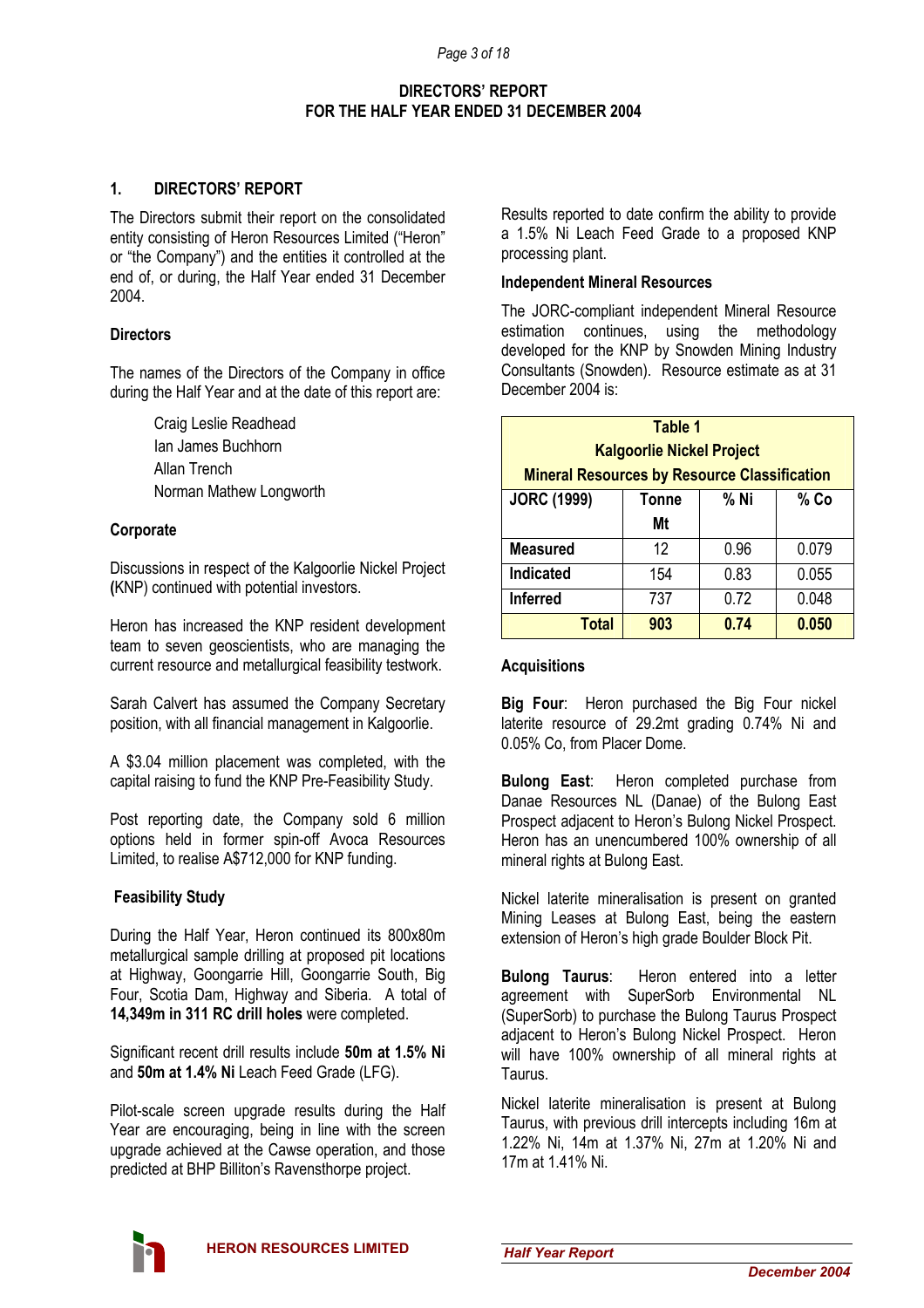# DIRECTORS' REPORT
# FOR THE HALF YEAR ENDED 31 DECEMBER 2004

## 1. DIRECTORS' REPORT

The Directors submit their report on the consolidated entity consisting of Heron Resources Limited ("Heron" or "the Company") and the entities it controlled at the end of, or during, the Half Year ended 31 December 2004.

### Directors

The names of the Directors of the Company in office during the Half Year and at the date of this report are:

Craig Leslie Readhead
Ian James Buchhorn
Allan Trench
Norman Mathew Longworth

### Corporate

Discussions in respect of the Kalgoorlie Nickel Project **(**KNP) continued with potential investors.

Heron has increased the KNP resident development team to seven geoscientists, who are managing the current resource and metallurgical feasibility testwork.

Sarah Calvert has assumed the Company Secretary position, with all financial management in Kalgoorlie.

A $3.04 million placement was completed, with the capital raising to fund the KNP Pre-Feasibility Study.

Post reporting date, the Company sold 6 million options held in former spin-off Avoca Resources Limited, to realise A$712,000 for KNP funding.

### Feasibility Study

During the Half Year, Heron continued its 800x80m metallurgical sample drilling at proposed pit locations at Highway, Goongarrie Hill, Goongarrie South, Big Four, Scotia Dam, Highway and Siberia. A total of **14,349m in 311 RC drill holes** were completed.

Significant recent drill results include **50m at 1.5% Ni** and **50m at 1.4% Ni** Leach Feed Grade (LFG).

Pilot-scale screen upgrade results during the Half Year are encouraging, being in line with the screen upgrade achieved at the Cawse operation, and those predicted at BHP Billiton's Ravensthorpe project.

Results reported to date confirm the ability to provide a 1.5% Ni Leach Feed Grade to a proposed KNP processing plant.

### Independent Mineral Resources

The JORC-compliant independent Mineral Resource estimation continues, using the methodology developed for the KNP by Snowden Mining Industry Consultants (Snowden). Resource estimate as at 31 December 2004 is:

**Table 1**
**Kalgoorlie Nickel Project**
**Mineral Resources by Resource Classification**

| JORC (1999) | Tonne Mt | % Ni | % Co |
|---|---|---|---|
| **Measured** | 12 | 0.96 | 0.079 |
| **Indicated** | 154 | 0.83 | 0.055 |
| **Inferred** | 737 | 0.72 | 0.048 |
| **Total** | **903** | **0.74** | **0.050** |

### Acquisitions

**Big Four**: Heron purchased the Big Four nickel laterite resource of 29.2mt grading 0.74% Ni and 0.05% Co, from Placer Dome.

**Bulong East**: Heron completed purchase from Danae Resources NL (Danae) of the Bulong East Prospect adjacent to Heron's Bulong Nickel Prospect. Heron has an unencumbered 100% ownership of all mineral rights at Bulong East.

Nickel laterite mineralisation is present on granted Mining Leases at Bulong East, being the eastern extension of Heron's high grade Boulder Block Pit.

**Bulong Taurus**: Heron entered into a letter agreement with SuperSorb Environmental NL (SuperSorb) to purchase the Bulong Taurus Prospect adjacent to Heron's Bulong Nickel Prospect. Heron will have 100% ownership of all mineral rights at Taurus.

Nickel laterite mineralisation is present at Bulong Taurus, with previous drill intercepts including 16m at 1.22% Ni, 14m at 1.37% Ni, 27m at 1.20% Ni and 17m at 1.41% Ni.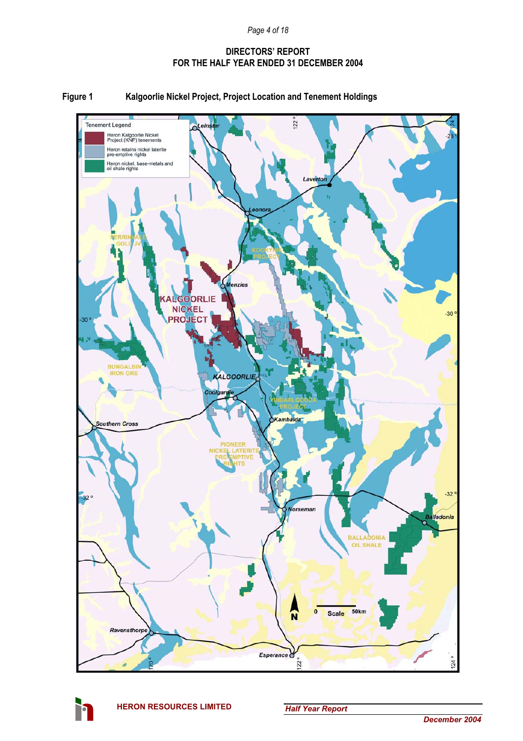# DIRECTORS' REPORT
# FOR THE HALF YEAR ENDED 31 DECEMBER 2004

**Figure 1 Kalgoorlie Nickel Project, Project Location and Tenement Holdings**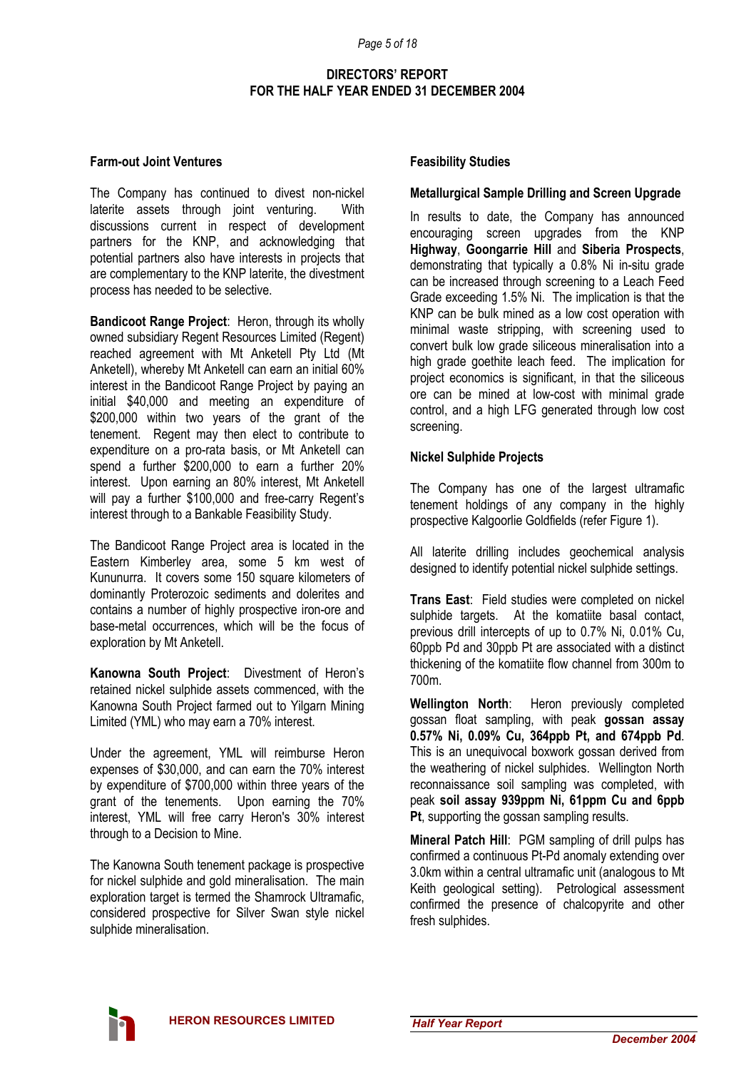## DIRECTORS' REPORT
## FOR THE HALF YEAR ENDED 31 DECEMBER 2004

### Farm-out Joint Ventures

The Company has continued to divest non-nickel laterite assets through joint venturing. With discussions current in respect of development partners for the KNP, and acknowledging that potential partners also have interests in projects that are complementary to the KNP laterite, the divestment process has needed to be selective.

**Bandicoot Range Project**: Heron, through its wholly owned subsidiary Regent Resources Limited (Regent) reached agreement with Mt Anketell Pty Ltd (Mt Anketell), whereby Mt Anketell can earn an initial 60% interest in the Bandicoot Range Project by paying an initial $40,000 and meeting an expenditure of $200,000 within two years of the grant of the tenement. Regent may then elect to contribute to expenditure on a pro-rata basis, or Mt Anketell can spend a further $200,000 to earn a further 20% interest. Upon earning an 80% interest, Mt Anketell will pay a further $100,000 and free-carry Regent's interest through to a Bankable Feasibility Study.

The Bandicoot Range Project area is located in the Eastern Kimberley area, some 5 km west of Kununurra. It covers some 150 square kilometers of dominantly Proterozoic sediments and dolerites and contains a number of highly prospective iron-ore and base-metal occurrences, which will be the focus of exploration by Mt Anketell.

**Kanowna South Project**: Divestment of Heron's retained nickel sulphide assets commenced, with the Kanowna South Project farmed out to Yilgarn Mining Limited (YML) who may earn a 70% interest.

Under the agreement, YML will reimburse Heron expenses of $30,000, and can earn the 70% interest by expenditure of $700,000 within three years of the grant of the tenements. Upon earning the 70% interest, YML will free carry Heron's 30% interest through to a Decision to Mine.

The Kanowna South tenement package is prospective for nickel sulphide and gold mineralisation. The main exploration target is termed the Shamrock Ultramafic, considered prospective for Silver Swan style nickel sulphide mineralisation.

### Feasibility Studies

#### Metallurgical Sample Drilling and Screen Upgrade

In results to date, the Company has announced encouraging screen upgrades from the KNP **Highway**, **Goongarrie Hill** and **Siberia Prospects**, demonstrating that typically a 0.8% Ni in-situ grade can be increased through screening to a Leach Feed Grade exceeding 1.5% Ni. The implication is that the KNP can be bulk mined as a low cost operation with minimal waste stripping, with screening used to convert bulk low grade siliceous mineralisation into a high grade goethite leach feed. The implication for project economics is significant, in that the siliceous ore can be mined at low-cost with minimal grade control, and a high LFG generated through low cost screening.

### Nickel Sulphide Projects

The Company has one of the largest ultramafic tenement holdings of any company in the highly prospective Kalgoorlie Goldfields (refer Figure 1).

All laterite drilling includes geochemical analysis designed to identify potential nickel sulphide settings.

**Trans East**: Field studies were completed on nickel sulphide targets. At the komatiite basal contact, previous drill intercepts of up to 0.7% Ni, 0.01% Cu, 60ppb Pd and 30ppb Pt are associated with a distinct thickening of the komatiite flow channel from 300m to 700m.

**Wellington North**: Heron previously completed gossan float sampling, with peak **gossan assay 0.57% Ni, 0.09% Cu, 364ppb Pt, and 674ppb Pd**. This is an unequivocal boxwork gossan derived from the weathering of nickel sulphides. Wellington North reconnaissance soil sampling was completed, with peak **soil assay 939ppm Ni, 61ppm Cu and 6ppb Pt**, supporting the gossan sampling results.

**Mineral Patch Hill**: PGM sampling of drill pulps has confirmed a continuous Pt-Pd anomaly extending over 3.0km within a central ultramafic unit (analogous to Mt Keith geological setting). Petrological assessment confirmed the presence of chalcopyrite and other fresh sulphides.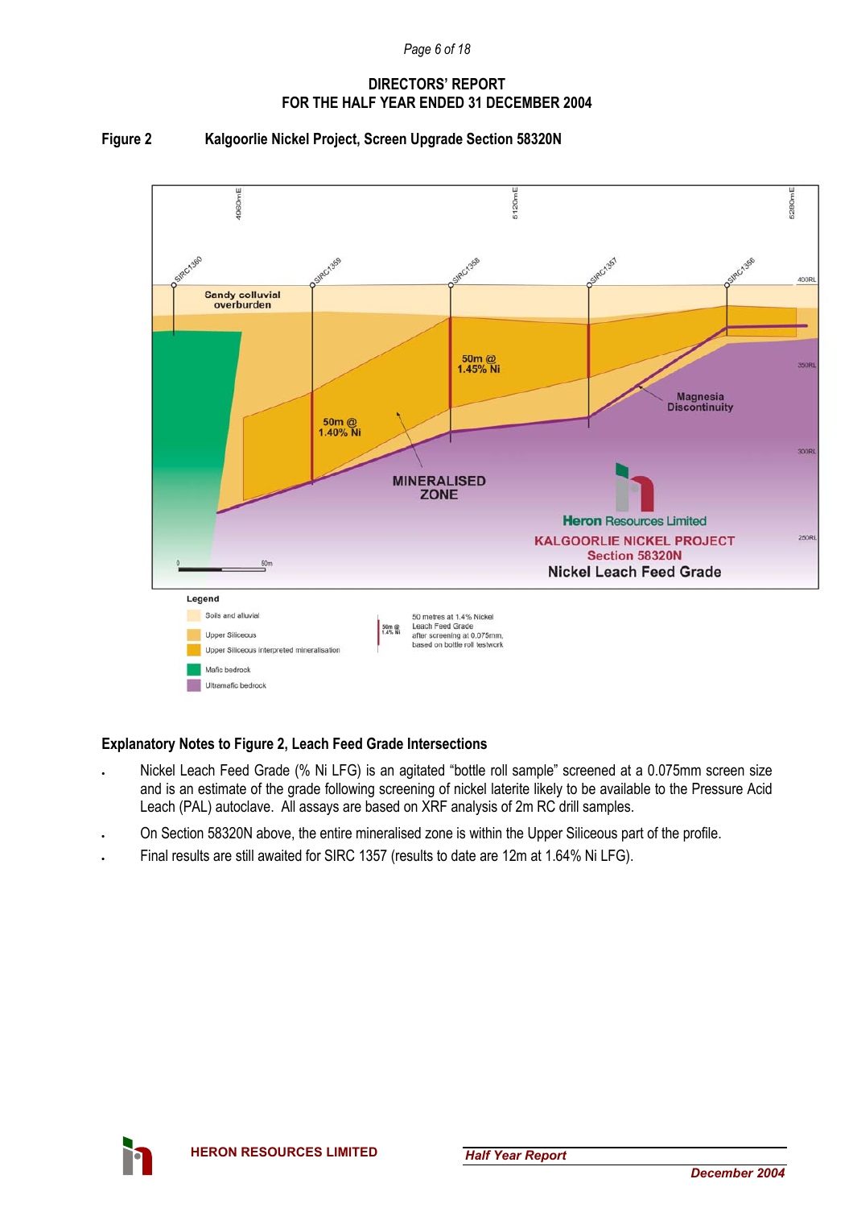## DIRECTORS' REPORT
## FOR THE HALF YEAR ENDED 31 DECEMBER 2004

**Figure 2 Kalgoorlie Nickel Project, Screen Upgrade Section 58320N**

### Explanatory Notes to Figure 2, Leach Feed Grade Intersections

- Nickel Leach Feed Grade (% Ni LFG) is an agitated "bottle roll sample" screened at a 0.075mm screen size and is an estimate of the grade following screening of nickel laterite likely to be available to the Pressure Acid Leach (PAL) autoclave. All assays are based on XRF analysis of 2m RC drill samples.
- On Section 58320N above, the entire mineralised zone is within the Upper Siliceous part of the profile.
- Final results are still awaited for SIRC 1357 (results to date are 12m at 1.64% Ni LFG).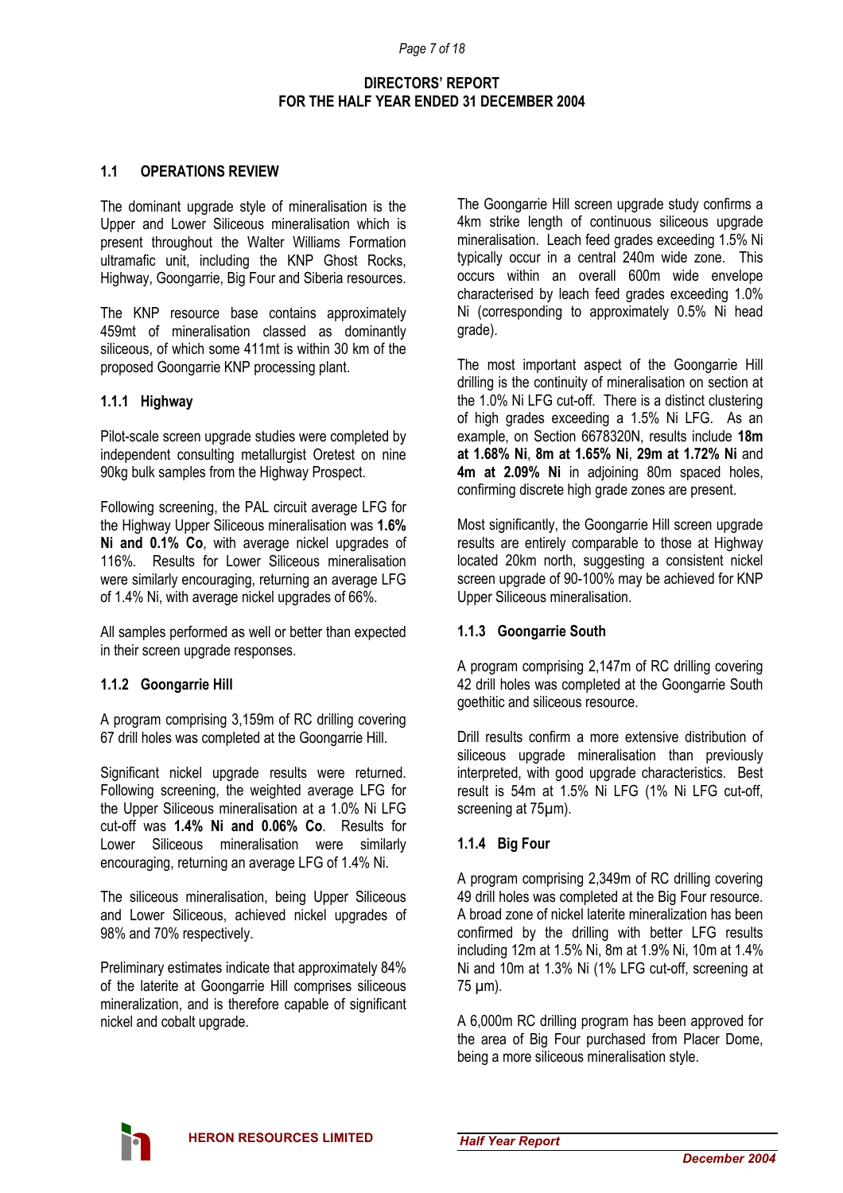## DIRECTORS' REPORT
## FOR THE HALF YEAR ENDED 31 DECEMBER 2004

### 1.1 OPERATIONS REVIEW

The dominant upgrade style of mineralisation is the Upper and Lower Siliceous mineralisation which is present throughout the Walter Williams Formation ultramafic unit, including the KNP Ghost Rocks, Highway, Goongarrie, Big Four and Siberia resources.

The KNP resource base contains approximately 459mt of mineralisation classed as dominantly siliceous, of which some 411mt is within 30 km of the proposed Goongarrie KNP processing plant.

#### 1.1.1 Highway

Pilot-scale screen upgrade studies were completed by independent consulting metallurgist Oretest on nine 90kg bulk samples from the Highway Prospect.

Following screening, the PAL circuit average LFG for the Highway Upper Siliceous mineralisation was **1.6% Ni and 0.1% Co**, with average nickel upgrades of 116%. Results for Lower Siliceous mineralisation were similarly encouraging, returning an average LFG of 1.4% Ni, with average nickel upgrades of 66%.

All samples performed as well or better than expected in their screen upgrade responses.

#### 1.1.2 Goongarrie Hill

A program comprising 3,159m of RC drilling covering 67 drill holes was completed at the Goongarrie Hill.

Significant nickel upgrade results were returned. Following screening, the weighted average LFG for the Upper Siliceous mineralisation at a 1.0% Ni LFG cut-off was **1.4% Ni and 0.06% Co**. Results for Lower Siliceous mineralisation were similarly encouraging, returning an average LFG of 1.4% Ni.

The siliceous mineralisation, being Upper Siliceous and Lower Siliceous, achieved nickel upgrades of 98% and 70% respectively.

Preliminary estimates indicate that approximately 84% of the laterite at Goongarrie Hill comprises siliceous mineralization, and is therefore capable of significant nickel and cobalt upgrade.

The Goongarrie Hill screen upgrade study confirms a 4km strike length of continuous siliceous upgrade mineralisation. Leach feed grades exceeding 1.5% Ni typically occur in a central 240m wide zone. This occurs within an overall 600m wide envelope characterised by leach feed grades exceeding 1.0% Ni (corresponding to approximately 0.5% Ni head grade).

The most important aspect of the Goongarrie Hill drilling is the continuity of mineralisation on section at the 1.0% Ni LFG cut-off. There is a distinct clustering of high grades exceeding a 1.5% Ni LFG. As an example, on Section 6678320N, results include **18m at 1.68% Ni**, **8m at 1.65% Ni**, **29m at 1.72% Ni** and **4m at 2.09% Ni** in adjoining 80m spaced holes, confirming discrete high grade zones are present.

Most significantly, the Goongarrie Hill screen upgrade results are entirely comparable to those at Highway located 20km north, suggesting a consistent nickel screen upgrade of 90-100% may be achieved for KNP Upper Siliceous mineralisation.

#### 1.1.3 Goongarrie South

A program comprising 2,147m of RC drilling covering 42 drill holes was completed at the Goongarrie South goethitic and siliceous resource.

Drill results confirm a more extensive distribution of siliceous upgrade mineralisation than previously interpreted, with good upgrade characteristics. Best result is 54m at 1.5% Ni LFG (1% Ni LFG cut-off, screening at 75µm).

#### 1.1.4 Big Four

A program comprising 2,349m of RC drilling covering 49 drill holes was completed at the Big Four resource. A broad zone of nickel laterite mineralization has been confirmed by the drilling with better LFG results including 12m at 1.5% Ni, 8m at 1.9% Ni, 10m at 1.4% Ni and 10m at 1.3% Ni (1% LFG cut-off, screening at 75 µm).

A 6,000m RC drilling program has been approved for the area of Big Four purchased from Placer Dome, being a more siliceous mineralisation style.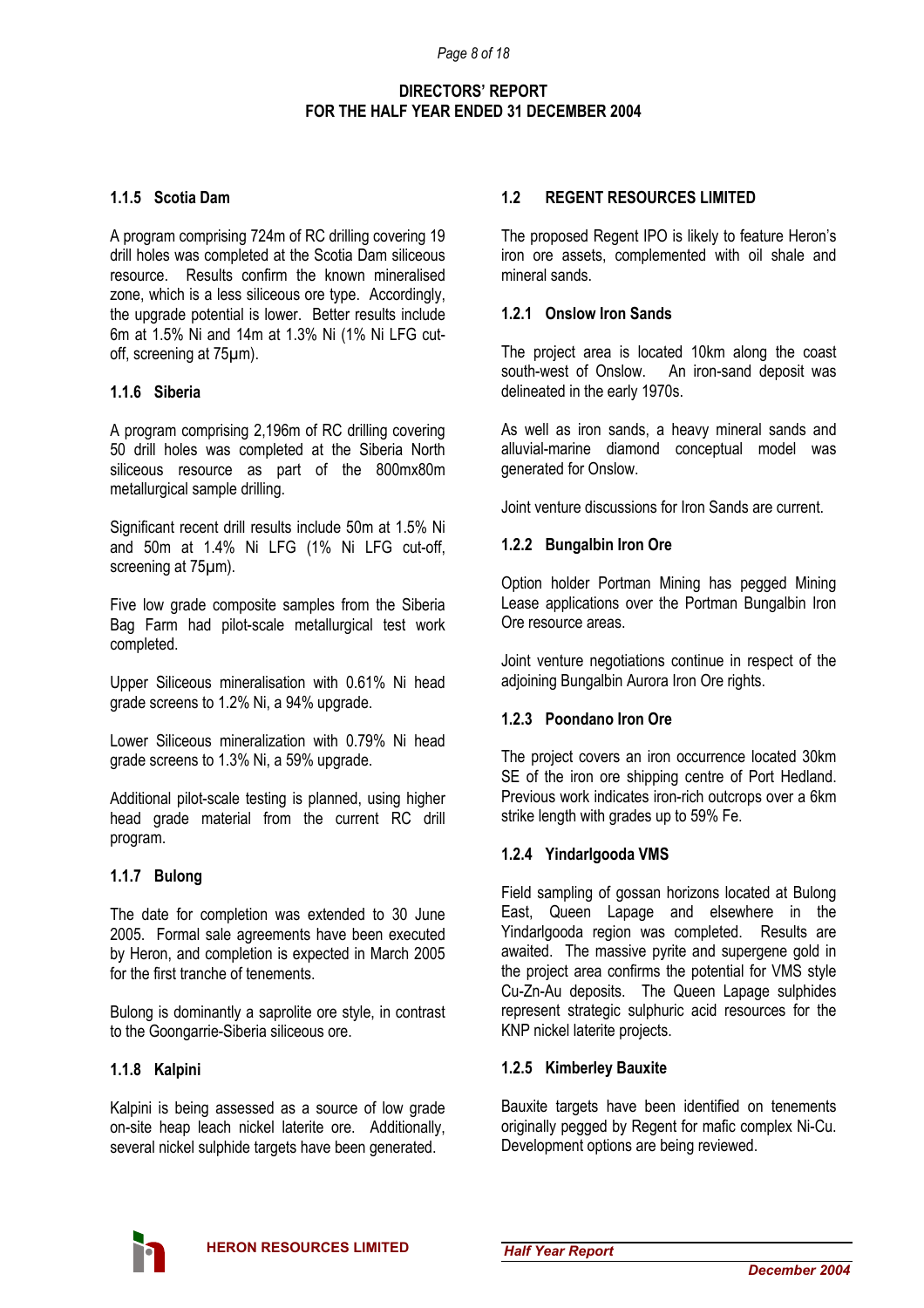### 1.1.5 Scotia Dam

A program comprising 724m of RC drilling covering 19 drill holes was completed at the Scotia Dam siliceous resource. Results confirm the known mineralised zone, which is a less siliceous ore type. Accordingly, the upgrade potential is lower. Better results include 6m at 1.5% Ni and 14m at 1.3% Ni (1% Ni LFG cut-off, screening at 75µm).

### 1.1.6 Siberia

A program comprising 2,196m of RC drilling covering 50 drill holes was completed at the Siberia North siliceous resource as part of the 800mx80m metallurgical sample drilling.

Significant recent drill results include 50m at 1.5% Ni and 50m at 1.4% Ni LFG (1% Ni LFG cut-off, screening at 75µm).

Five low grade composite samples from the Siberia Bag Farm had pilot-scale metallurgical test work completed.

Upper Siliceous mineralisation with 0.61% Ni head grade screens to 1.2% Ni, a 94% upgrade.

Lower Siliceous mineralization with 0.79% Ni head grade screens to 1.3% Ni, a 59% upgrade.

Additional pilot-scale testing is planned, using higher head grade material from the current RC drill program.

### 1.1.7 Bulong

The date for completion was extended to 30 June 2005. Formal sale agreements have been executed by Heron, and completion is expected in March 2005 for the first tranche of tenements.

Bulong is dominantly a saprolite ore style, in contrast to the Goongarrie-Siberia siliceous ore.

### 1.1.8 Kalpini

Kalpini is being assessed as a source of low grade on-site heap leach nickel laterite ore. Additionally, several nickel sulphide targets have been generated.

## 1.2 REGENT RESOURCES LIMITED

The proposed Regent IPO is likely to feature Heron's iron ore assets, complemented with oil shale and mineral sands.

### 1.2.1 Onslow Iron Sands

The project area is located 10km along the coast south-west of Onslow. An iron-sand deposit was delineated in the early 1970s.

As well as iron sands, a heavy mineral sands and alluvial-marine diamond conceptual model was generated for Onslow.

Joint venture discussions for Iron Sands are current.

### 1.2.2 Bungalbin Iron Ore

Option holder Portman Mining has pegged Mining Lease applications over the Portman Bungalbin Iron Ore resource areas.

Joint venture negotiations continue in respect of the adjoining Bungalbin Aurora Iron Ore rights.

### 1.2.3 Poondano Iron Ore

The project covers an iron occurrence located 30km SE of the iron ore shipping centre of Port Hedland. Previous work indicates iron-rich outcrops over a 6km strike length with grades up to 59% Fe.

### 1.2.4 Yindarlgooda VMS

Field sampling of gossan horizons located at Bulong East, Queen Lapage and elsewhere in the Yindarlgooda region was completed. Results are awaited. The massive pyrite and supergene gold in the project area confirms the potential for VMS style Cu-Zn-Au deposits. The Queen Lapage sulphides represent strategic sulphuric acid resources for the KNP nickel laterite projects.

### 1.2.5 Kimberley Bauxite

Bauxite targets have been identified on tenements originally pegged by Regent for mafic complex Ni-Cu. Development options are being reviewed.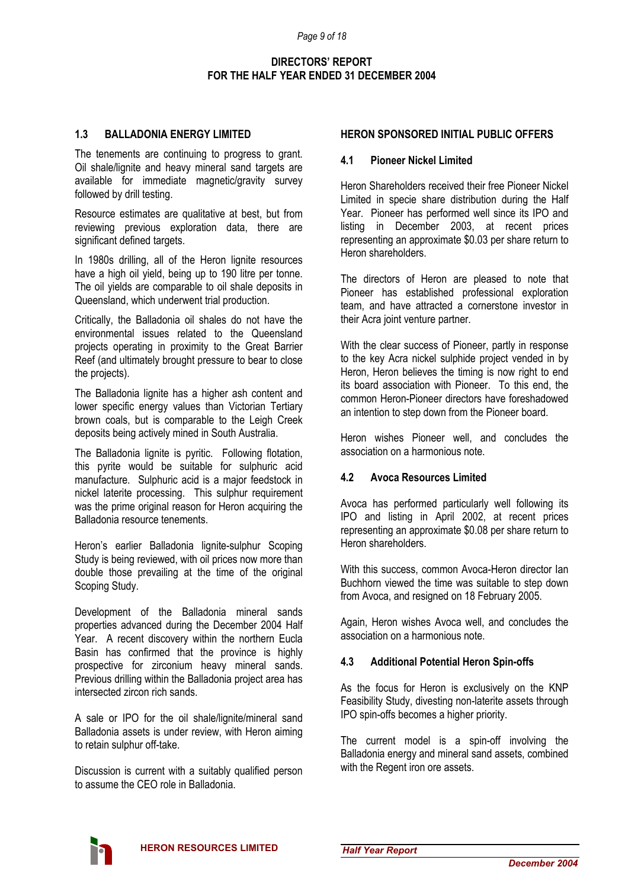## 1.3 BALLADONIA ENERGY LIMITED

The tenements are continuing to progress to grant. Oil shale/lignite and heavy mineral sand targets are available for immediate magnetic/gravity survey followed by drill testing.

Resource estimates are qualitative at best, but from reviewing previous exploration data, there are significant defined targets.

In 1980s drilling, all of the Heron lignite resources have a high oil yield, being up to 190 litre per tonne. The oil yields are comparable to oil shale deposits in Queensland, which underwent trial production.

Critically, the Balladonia oil shales do not have the environmental issues related to the Queensland projects operating in proximity to the Great Barrier Reef (and ultimately brought pressure to bear to close the projects).

The Balladonia lignite has a higher ash content and lower specific energy values than Victorian Tertiary brown coals, but is comparable to the Leigh Creek deposits being actively mined in South Australia.

The Balladonia lignite is pyritic. Following flotation, this pyrite would be suitable for sulphuric acid manufacture. Sulphuric acid is a major feedstock in nickel laterite processing. This sulphur requirement was the prime original reason for Heron acquiring the Balladonia resource tenements.

Heron's earlier Balladonia lignite-sulphur Scoping Study is being reviewed, with oil prices now more than double those prevailing at the time of the original Scoping Study.

Development of the Balladonia mineral sands properties advanced during the December 2004 Half Year. A recent discovery within the northern Eucla Basin has confirmed that the province is highly prospective for zirconium heavy mineral sands. Previous drilling within the Balladonia project area has intersected zircon rich sands.

A sale or IPO for the oil shale/lignite/mineral sand Balladonia assets is under review, with Heron aiming to retain sulphur off-take.

Discussion is current with a suitably qualified person to assume the CEO role in Balladonia.

## HERON SPONSORED INITIAL PUBLIC OFFERS

### 4.1 Pioneer Nickel Limited

Heron Shareholders received their free Pioneer Nickel Limited in specie share distribution during the Half Year. Pioneer has performed well since its IPO and listing in December 2003, at recent prices representing an approximate $0.03 per share return to Heron shareholders.

The directors of Heron are pleased to note that Pioneer has established professional exploration team, and have attracted a cornerstone investor in their Acra joint venture partner.

With the clear success of Pioneer, partly in response to the key Acra nickel sulphide project vended in by Heron, Heron believes the timing is now right to end its board association with Pioneer. To this end, the common Heron-Pioneer directors have foreshadowed an intention to step down from the Pioneer board.

Heron wishes Pioneer well, and concludes the association on a harmonious note.

### 4.2 Avoca Resources Limited

Avoca has performed particularly well following its IPO and listing in April 2002, at recent prices representing an approximate $0.08 per share return to Heron shareholders.

With this success, common Avoca-Heron director Ian Buchhorn viewed the time was suitable to step down from Avoca, and resigned on 18 February 2005.

Again, Heron wishes Avoca well, and concludes the association on a harmonious note.

### 4.3 Additional Potential Heron Spin-offs

As the focus for Heron is exclusively on the KNP Feasibility Study, divesting non-laterite assets through IPO spin-offs becomes a higher priority.

The current model is a spin-off involving the Balladonia energy and mineral sand assets, combined with the Regent iron ore assets.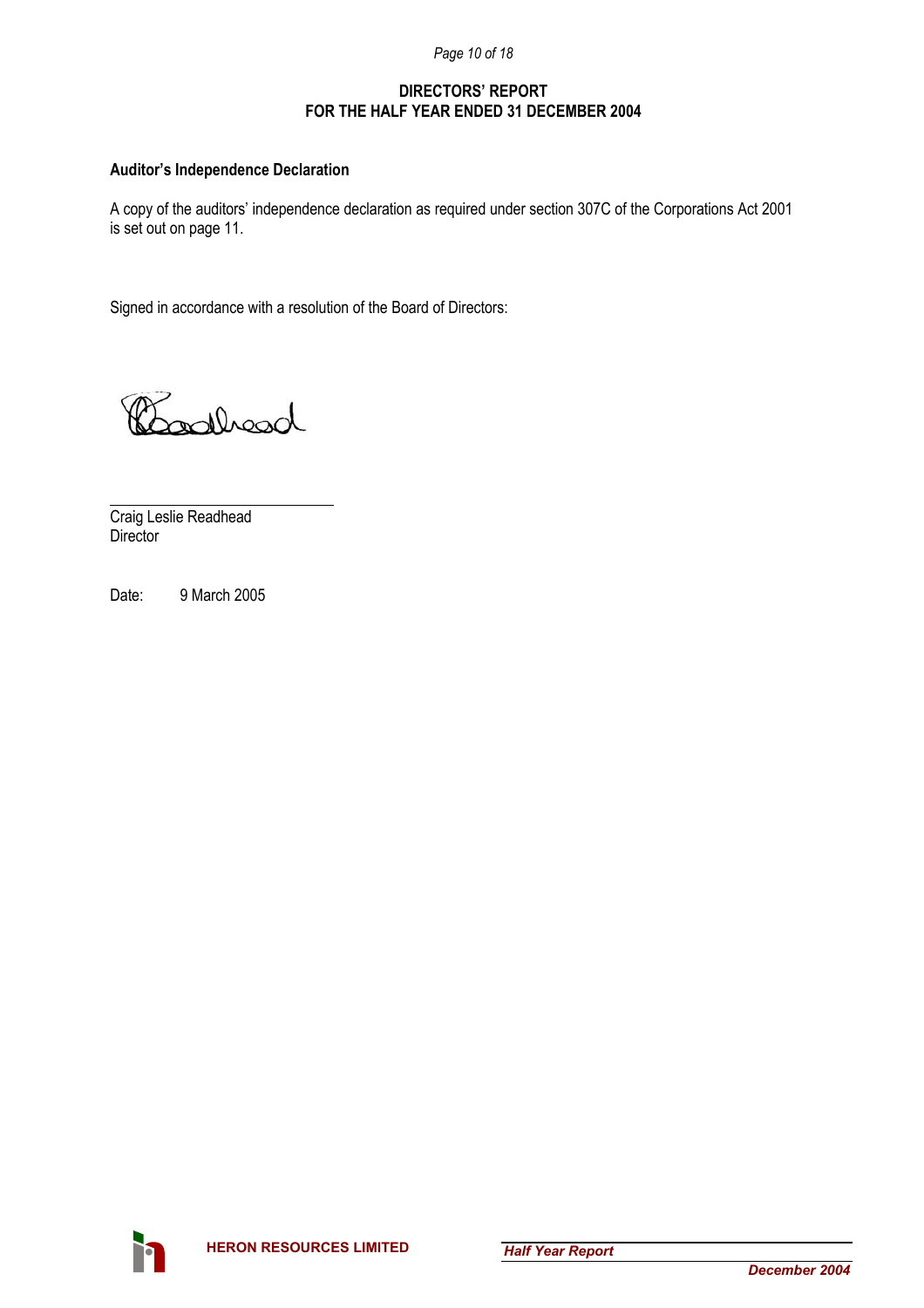# DIRECTORS' REPORT
# FOR THE HALF YEAR ENDED 31 DECEMBER 2004

**Auditor's Independence Declaration**

A copy of the auditors' independence declaration as required under section 307C of the Corporations Act 2001 is set out on page 11.

Signed in accordance with a resolution of the Board of Directors:

Craig Leslie Readhead
Director

Date: 9 March 2005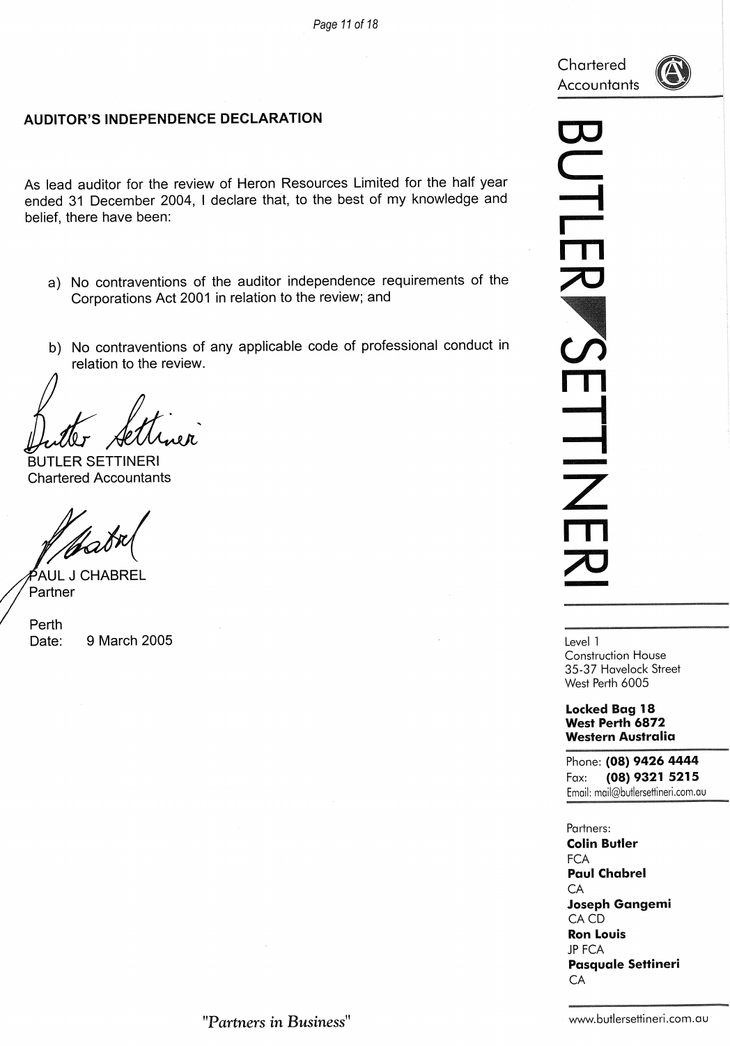Chartered Accountants

## AUDITOR'S INDEPENDENCE DECLARATION

As lead auditor for the review of Heron Resources Limited for the half year ended 31 December 2004, I declare that, to the best of my knowledge and belief, there have been:

a) No contraventions of the auditor independence requirements of the Corporations Act 2001 in relation to the review; and

b) No contraventions of any applicable code of professional conduct in relation to the review.

Butler Settineri

BUTLER SETTINERI
Chartered Accountants

P Chabrel

PAUL J CHABREL
Partner

Perth
Date: 9 March 2005

**BUTLER SETTINERI**

Level 1
Construction House
35-37 Havelock Street
West Perth 6005

**Locked Bag 18**
**West Perth 6872**
**Western Australia**

Phone: **(08) 9426 4444**
Fax: **(08) 9321 5215**
Email: mail@butlersettineri.com.au

Partners:
**Colin Butler**
FCA
**Paul Chabrel**
CA
**Joseph Gangemi**
CA CD
**Ron Louis**
JP FCA
**Pasquale Settineri**
CA

*"Partners in Business"*

www.butlersettineri.com.au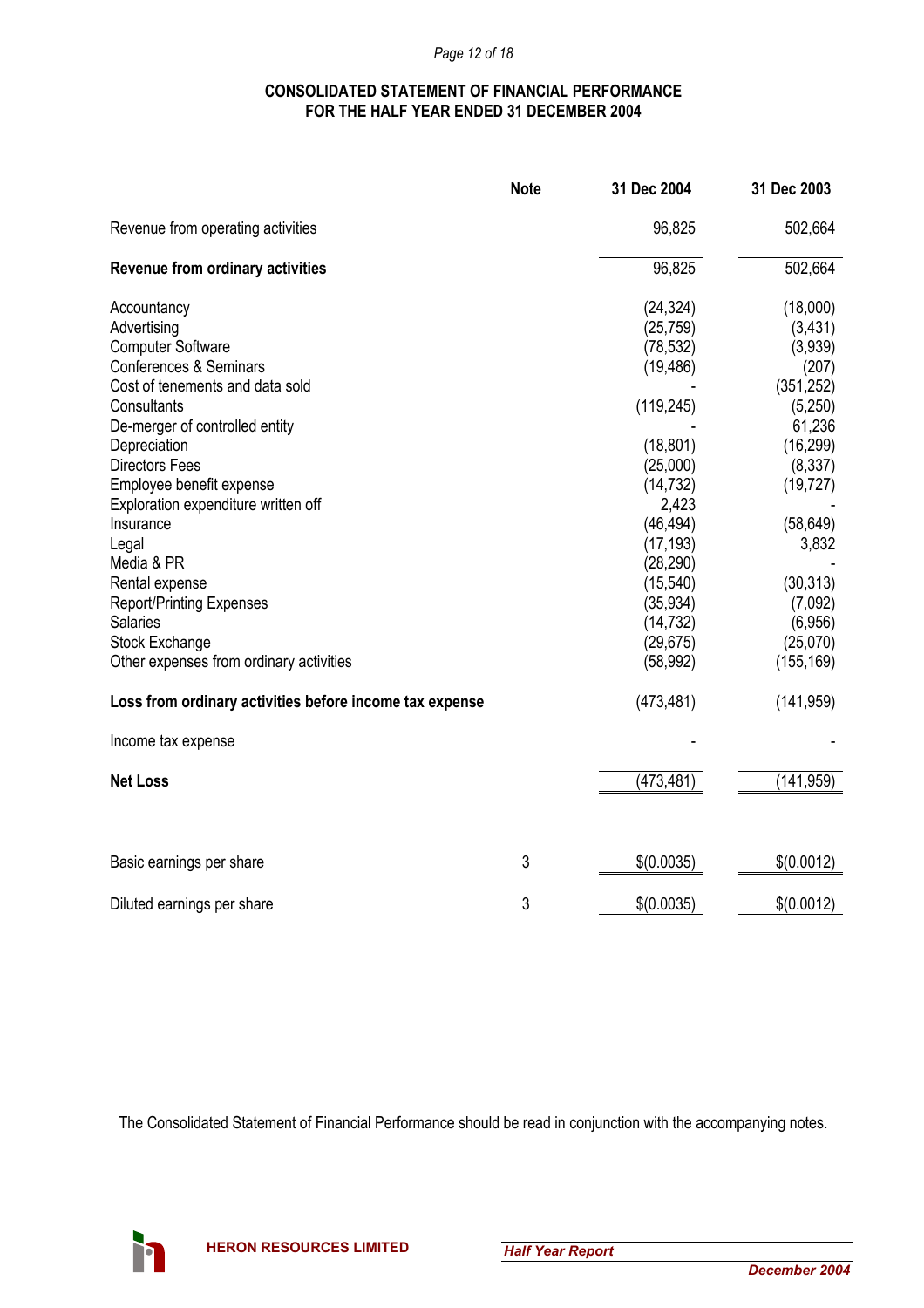# CONSOLIDATED STATEMENT OF FINANCIAL PERFORMANCE
# FOR THE HALF YEAR ENDED 31 DECEMBER 2004

| | Note | 31 Dec 2004 | 31 Dec 2003 |
|---|---|---|---|
| Revenue from operating activities | | 96,825 | 502,664 |
| **Revenue from ordinary activities** | | 96,825 | 502,664 |
| Accountancy | | (24,324) | (18,000) |
| Advertising | | (25,759) | (3,431) |
| Computer Software | | (78,532) | (3,939) |
| Conferences & Seminars | | (19,486) | (207) |
| Cost of tenements and data sold | | - | (351,252) |
| Consultants | | (119,245) | (5,250) |
| De-merger of controlled entity | | - | 61,236 |
| Depreciation | | (18,801) | (16,299) |
| Directors Fees | | (25,000) | (8,337) |
| Employee benefit expense | | (14,732) | (19,727) |
| Exploration expenditure written off | | 2,423 | - |
| Insurance | | (46,494) | (58,649) |
| Legal | | (17,193) | 3,832 |
| Media & PR | | (28,290) | - |
| Rental expense | | (15,540) | (30,313) |
| Report/Printing Expenses | | (35,934) | (7,092) |
| Salaries | | (14,732) | (6,956) |
| Stock Exchange | | (29,675) | (25,070) |
| Other expenses from ordinary activities | | (58,992) | (155,169) |
| **Loss from ordinary activities before income tax expense** | | (473,481) | (141,959) |
| Income tax expense | | - | - |
| **Net Loss** | | (473,481) | (141,959) |
| Basic earnings per share | 3 | $(0.0035) | $(0.0012) |
| Diluted earnings per share | 3 | $(0.0035) | $(0.0012) |

The Consolidated Statement of Financial Performance should be read in conjunction with the accompanying notes.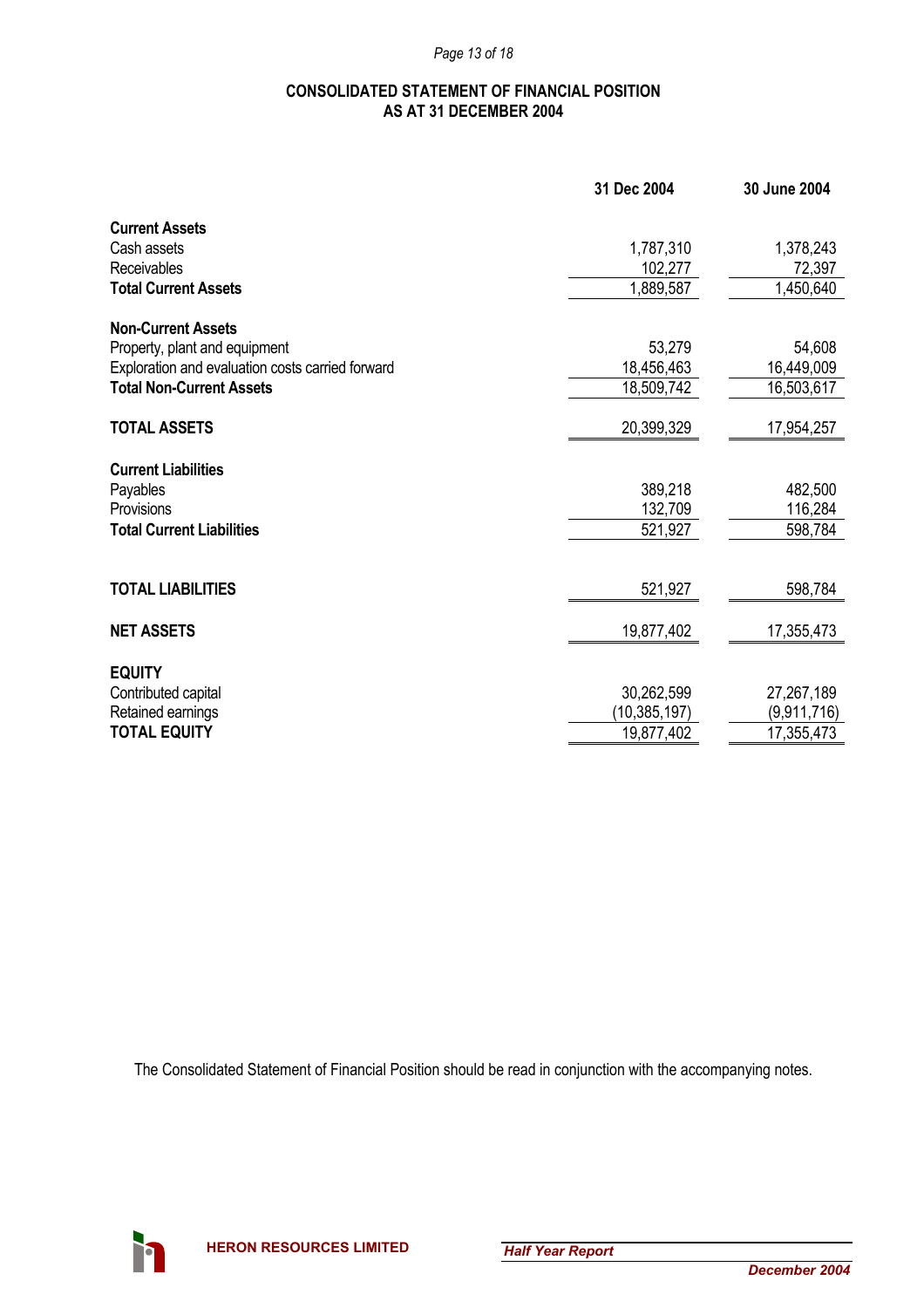# CONSOLIDATED STATEMENT OF FINANCIAL POSITION
## AS AT 31 DECEMBER 2004

| | 31 Dec 2004 | 30 June 2004 |
|---|---|---|
| **Current Assets** | | |
| Cash assets | 1,787,310 | 1,378,243 |
| Receivables | 102,277 | 72,397 |
| **Total Current Assets** | 1,889,587 | 1,450,640 |
| | | |
| **Non-Current Assets** | | |
| Property, plant and equipment | 53,279 | 54,608 |
| Exploration and evaluation costs carried forward | 18,456,463 | 16,449,009 |
| **Total Non-Current Assets** | 18,509,742 | 16,503,617 |
| | | |
| **TOTAL ASSETS** | 20,399,329 | 17,954,257 |
| | | |
| **Current Liabilities** | | |
| Payables | 389,218 | 482,500 |
| Provisions | 132,709 | 116,284 |
| **Total Current Liabilities** | 521,927 | 598,784 |
| | | |
| **TOTAL LIABILITIES** | 521,927 | 598,784 |
| | | |
| **NET ASSETS** | 19,877,402 | 17,355,473 |
| | | |
| **EQUITY** | | |
| Contributed capital | 30,262,599 | 27,267,189 |
| Retained earnings | (10,385,197) | (9,911,716) |
| **TOTAL EQUITY** | 19,877,402 | 17,355,473 |

The Consolidated Statement of Financial Position should be read in conjunction with the accompanying notes.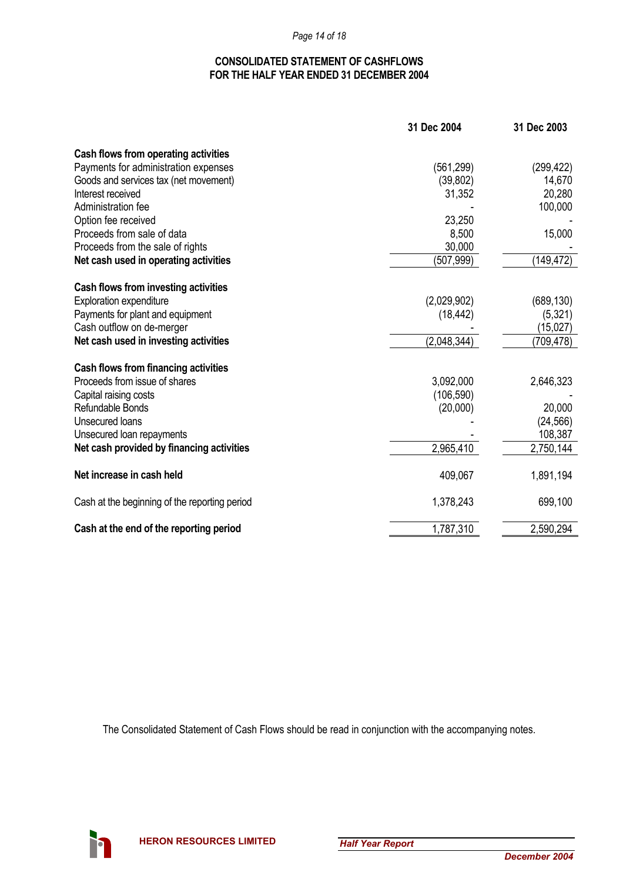# CONSOLIDATED STATEMENT OF CASHFLOWS
## FOR THE HALF YEAR ENDED 31 DECEMBER 2004

| | 31 Dec 2004 | 31 Dec 2003 |
|---|---|---|
| **Cash flows from operating activities** | | |
| Payments for administration expenses | (561,299) | (299,422) |
| Goods and services tax (net movement) | (39,802) | 14,670 |
| Interest received | 31,352 | 20,280 |
| Administration fee | - | 100,000 |
| Option fee received | 23,250 | - |
| Proceeds from sale of data | 8,500 | 15,000 |
| Proceeds from the sale of rights | 30,000 | - |
| **Net cash used in operating activities** | (507,999) | (149,472) |
| **Cash flows from investing activities** | | |
| Exploration expenditure | (2,029,902) | (689,130) |
| Payments for plant and equipment | (18,442) | (5,321) |
| Cash outflow on de-merger | - | (15,027) |
| **Net cash used in investing activities** | (2,048,344) | (709,478) |
| **Cash flows from financing activities** | | |
| Proceeds from issue of shares | 3,092,000 | 2,646,323 |
| Capital raising costs | (106,590) | - |
| Refundable Bonds | (20,000) | 20,000 |
| Unsecured loans | - | (24,566) |
| Unsecured loan repayments | - | 108,387 |
| **Net cash provided by financing activities** | 2,965,410 | 2,750,144 |
| **Net increase in cash held** | 409,067 | 1,891,194 |
| Cash at the beginning of the reporting period | 1,378,243 | 699,100 |
| **Cash at the end of the reporting period** | 1,787,310 | 2,590,294 |

The Consolidated Statement of Cash Flows should be read in conjunction with the accompanying notes.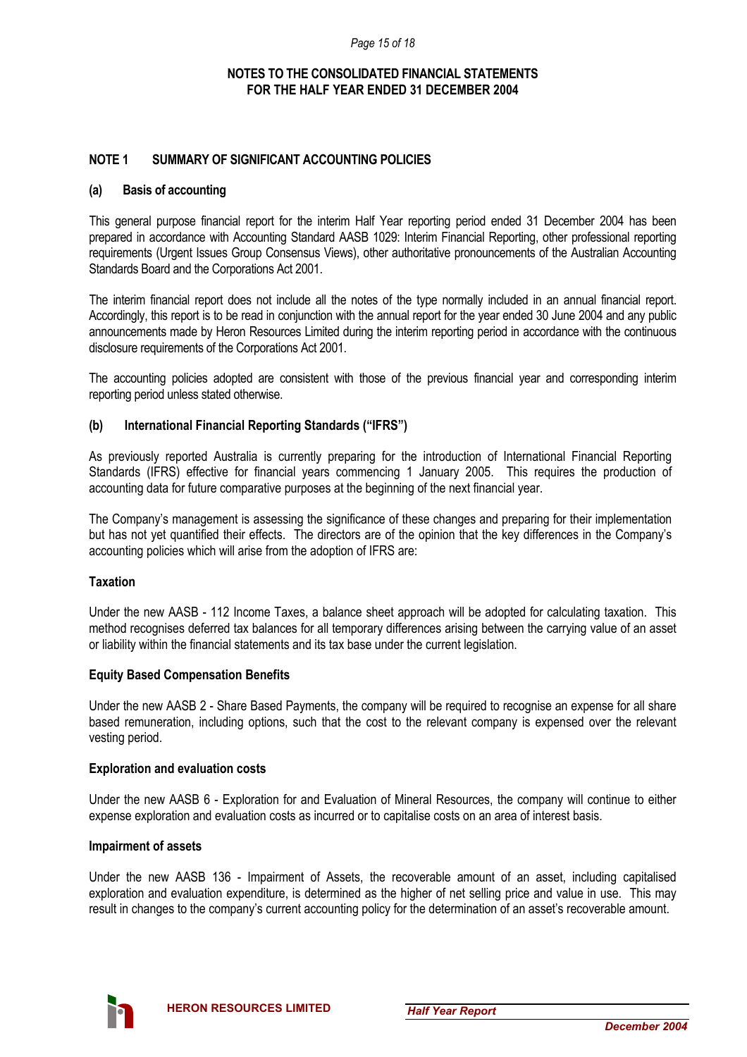## NOTES TO THE CONSOLIDATED FINANCIAL STATEMENTS FOR THE HALF YEAR ENDED 31 DECEMBER 2004

### NOTE 1 SUMMARY OF SIGNIFICANT ACCOUNTING POLICIES

#### (a) Basis of accounting

This general purpose financial report for the interim Half Year reporting period ended 31 December 2004 has been prepared in accordance with Accounting Standard AASB 1029: Interim Financial Reporting, other professional reporting requirements (Urgent Issues Group Consensus Views), other authoritative pronouncements of the Australian Accounting Standards Board and the Corporations Act 2001.

The interim financial report does not include all the notes of the type normally included in an annual financial report. Accordingly, this report is to be read in conjunction with the annual report for the year ended 30 June 2004 and any public announcements made by Heron Resources Limited during the interim reporting period in accordance with the continuous disclosure requirements of the Corporations Act 2001.

The accounting policies adopted are consistent with those of the previous financial year and corresponding interim reporting period unless stated otherwise.

#### (b) International Financial Reporting Standards ("IFRS")

As previously reported Australia is currently preparing for the introduction of International Financial Reporting Standards (IFRS) effective for financial years commencing 1 January 2005. This requires the production of accounting data for future comparative purposes at the beginning of the next financial year.

The Company's management is assessing the significance of these changes and preparing for their implementation but has not yet quantified their effects. The directors are of the opinion that the key differences in the Company's accounting policies which will arise from the adoption of IFRS are:

**Taxation**

Under the new AASB - 112 Income Taxes, a balance sheet approach will be adopted for calculating taxation. This method recognises deferred tax balances for all temporary differences arising between the carrying value of an asset or liability within the financial statements and its tax base under the current legislation.

**Equity Based Compensation Benefits**

Under the new AASB 2 - Share Based Payments, the company will be required to recognise an expense for all share based remuneration, including options, such that the cost to the relevant company is expensed over the relevant vesting period.

**Exploration and evaluation costs**

Under the new AASB 6 - Exploration for and Evaluation of Mineral Resources, the company will continue to either expense exploration and evaluation costs as incurred or to capitalise costs on an area of interest basis.

**Impairment of assets**

Under the new AASB 136 - Impairment of Assets, the recoverable amount of an asset, including capitalised exploration and evaluation expenditure, is determined as the higher of net selling price and value in use. This may result in changes to the company's current accounting policy for the determination of an asset's recoverable amount.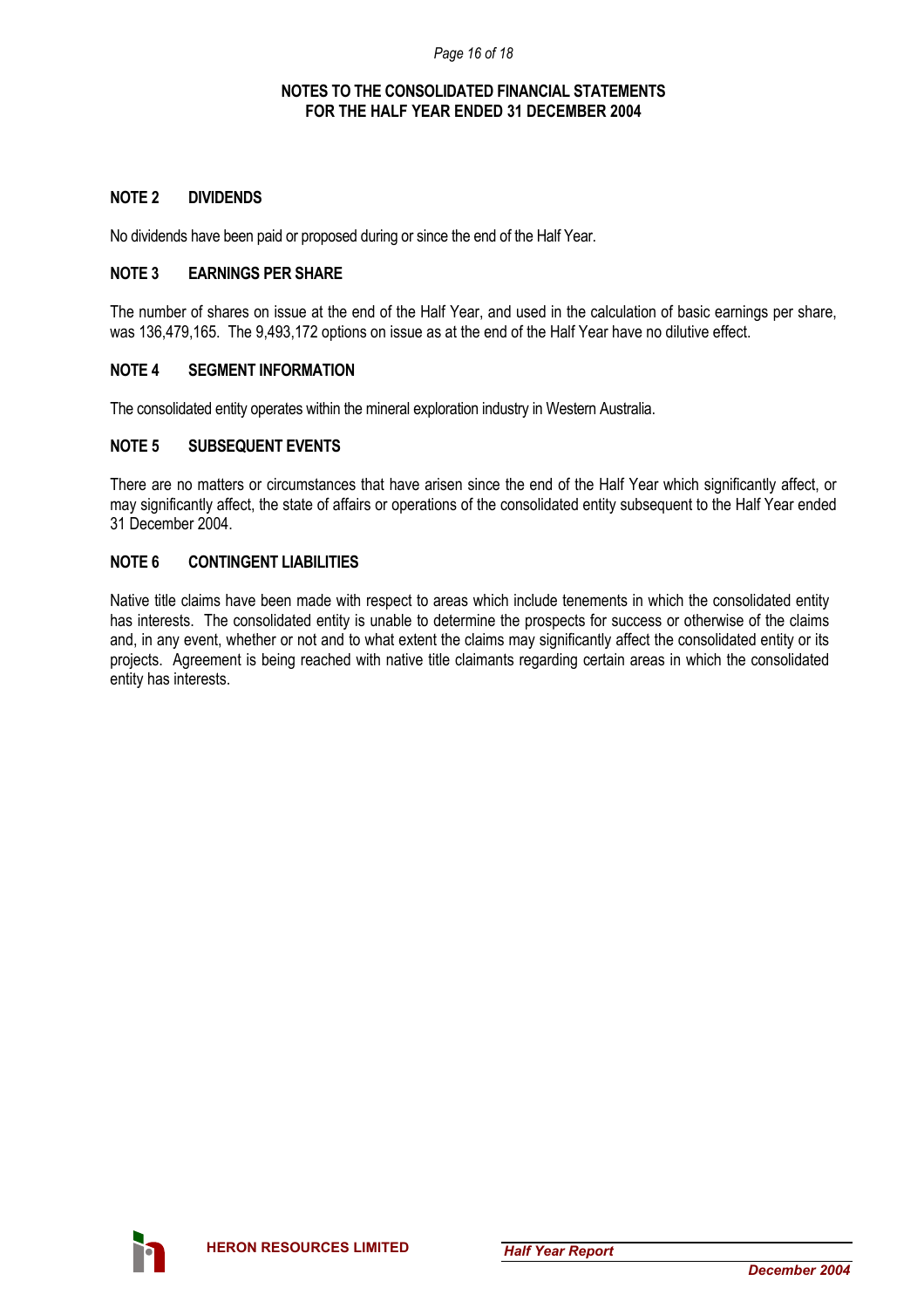## NOTES TO THE CONSOLIDATED FINANCIAL STATEMENTS FOR THE HALF YEAR ENDED 31 DECEMBER 2004

### NOTE 2 DIVIDENDS

No dividends have been paid or proposed during or since the end of the Half Year.

### NOTE 3 EARNINGS PER SHARE

The number of shares on issue at the end of the Half Year, and used in the calculation of basic earnings per share, was 136,479,165. The 9,493,172 options on issue as at the end of the Half Year have no dilutive effect.

### NOTE 4 SEGMENT INFORMATION

The consolidated entity operates within the mineral exploration industry in Western Australia.

### NOTE 5 SUBSEQUENT EVENTS

There are no matters or circumstances that have arisen since the end of the Half Year which significantly affect, or may significantly affect, the state of affairs or operations of the consolidated entity subsequent to the Half Year ended 31 December 2004.

### NOTE 6 CONTINGENT LIABILITIES

Native title claims have been made with respect to areas which include tenements in which the consolidated entity has interests. The consolidated entity is unable to determine the prospects for success or otherwise of the claims and, in any event, whether or not and to what extent the claims may significantly affect the consolidated entity or its projects. Agreement is being reached with native title claimants regarding certain areas in which the consolidated entity has interests.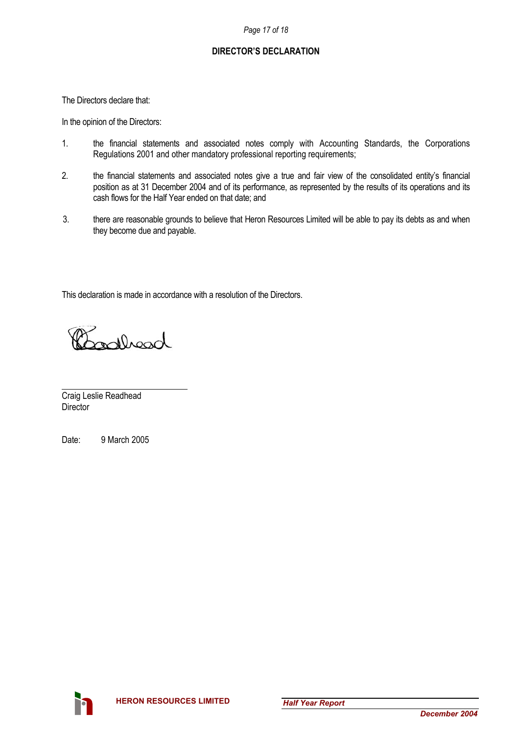## DIRECTOR'S DECLARATION

The Directors declare that:

In the opinion of the Directors:

1. the financial statements and associated notes comply with Accounting Standards, the Corporations Regulations 2001 and other mandatory professional reporting requirements;

2. the financial statements and associated notes give a true and fair view of the consolidated entity's financial position as at 31 December 2004 and of its performance, as represented by the results of its operations and its cash flows for the Half Year ended on that date; and

3. there are reasonable grounds to believe that Heron Resources Limited will be able to pay its debts as and when they become due and payable.

This declaration is made in accordance with a resolution of the Directors.

Craig Leslie Readhead
Director

Date: 9 March 2005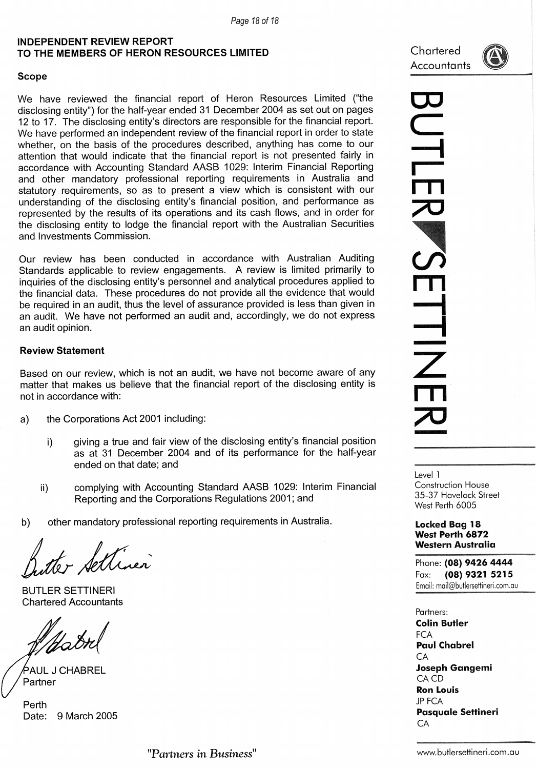# INDEPENDENT REVIEW REPORT
# TO THE MEMBERS OF HERON RESOURCES LIMITED

Chartered Accountants

BUTLER SETTINERI

## Scope

We have reviewed the financial report of Heron Resources Limited ("the disclosing entity") for the half-year ended 31 December 2004 as set out on pages 12 to 17. The disclosing entity's directors are responsible for the financial report. We have performed an independent review of the financial report in order to state whether, on the basis of the procedures described, anything has come to our attention that would indicate that the financial report is not presented fairly in accordance with Accounting Standard AASB 1029: Interim Financial Reporting and other mandatory professional reporting requirements in Australia and statutory requirements, so as to present a view which is consistent with our understanding of the disclosing entity's financial position, and performance as represented by the results of its operations and its cash flows, and in order for the disclosing entity to lodge the financial report with the Australian Securities and Investments Commission.

Our review has been conducted in accordance with Australian Auditing Standards applicable to review engagements. A review is limited primarily to inquiries of the disclosing entity's personnel and analytical procedures applied to the financial data. These procedures do not provide all the evidence that would be required in an audit, thus the level of assurance provided is less than given in an audit. We have not performed an audit and, accordingly, we do not express an audit opinion.

## Review Statement

Based on our review, which is not an audit, we have not become aware of any matter that makes us believe that the financial report of the disclosing entity is not in accordance with:

a) the Corporations Act 2001 including:

   i) giving a true and fair view of the disclosing entity's financial position as at 31 December 2004 and of its performance for the half-year ended on that date; and

   ii) complying with Accounting Standard AASB 1029: Interim Financial Reporting and the Corporations Regulations 2001; and

b) other mandatory professional reporting requirements in Australia.

BUTLER SETTINERI
Chartered Accountants

PAUL J CHABREL
Partner

Perth
Date: 9 March 2005

Level 1
Construction House
35-37 Havelock Street
West Perth 6005

**Locked Bag 18**
**West Perth 6872**
**Western Australia**

Phone: **(08) 9426 4444**
Fax: **(08) 9321 5215**
Email: mail@butlersettineri.com.au

Partners:
**Colin Butler**
FCA
**Paul Chabrel**
CA
**Joseph Gangemi**
CA CD
**Ron Louis**
JP FCA
**Pasquale Settineri**
CA

*"Partners in Business"*

www.butlersettineri.com.au